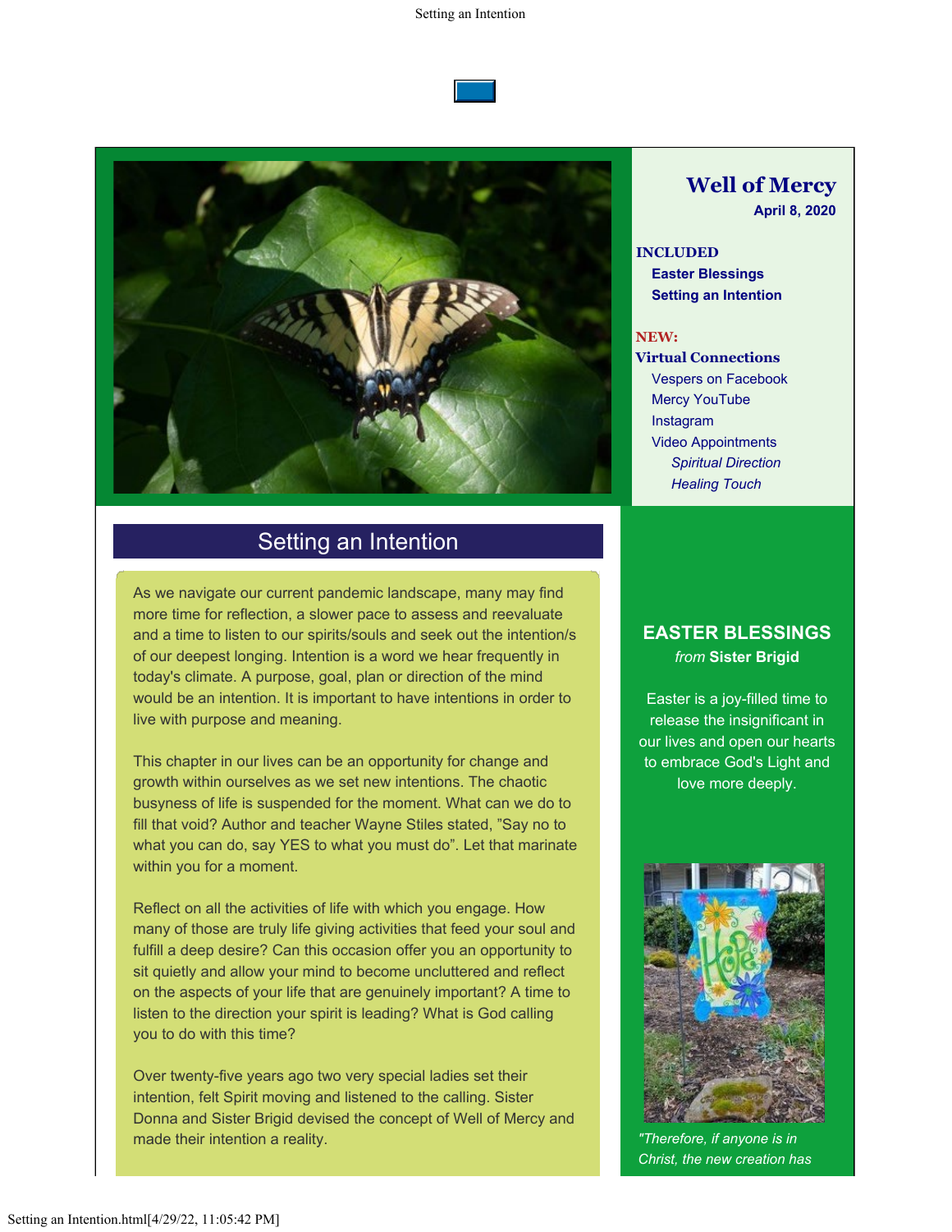# Well of Mercy

**April 8, 2020**

**INCLUDED**

- **Easter Blessings**
- **Setting an Intention**

**NEW:**

**Virtual Connections**

- Vespers on Facebook
- Mercy YouTube
- Instagram
- Video Appointments
  - *Spiritual Direction*
  - *Healing Touch*

## Setting an Intention

As we navigate our current pandemic landscape, many may find more time for reflection, a slower pace to assess and reevaluate and a time to listen to our spirits/souls and seek out the intention/s of our deepest longing. Intention is a word we hear frequently in today's climate. A purpose, goal, plan or direction of the mind would be an intention. It is important to have intentions in order to live with purpose and meaning.

This chapter in our lives can be an opportunity for change and growth within ourselves as we set new intentions. The chaotic busyness of life is suspended for the moment. What can we do to fill that void? Author and teacher Wayne Stiles stated, "Say no to what you can do, say YES to what you must do". Let that marinate within you for a moment.

Reflect on all the activities of life with which you engage. How many of those are truly life giving activities that feed your soul and fulfill a deep desire? Can this occasion offer you an opportunity to sit quietly and allow your mind to become uncluttered and reflect on the aspects of your life that are genuinely important? A time to listen to the direction your spirit is leading? What is God calling you to do with this time?

Over twenty-five years ago two very special ladies set their intention, felt Spirit moving and listened to the calling. Sister Donna and Sister Brigid devised the concept of Well of Mercy and made their intention a reality.

## EASTER BLESSINGS

*from* **Sister Brigid**

Easter is a joy-filled time to release the insignificant in our lives and open our hearts to embrace God's Light and love more deeply.

*"Therefore, if anyone is in Christ, the new creation has*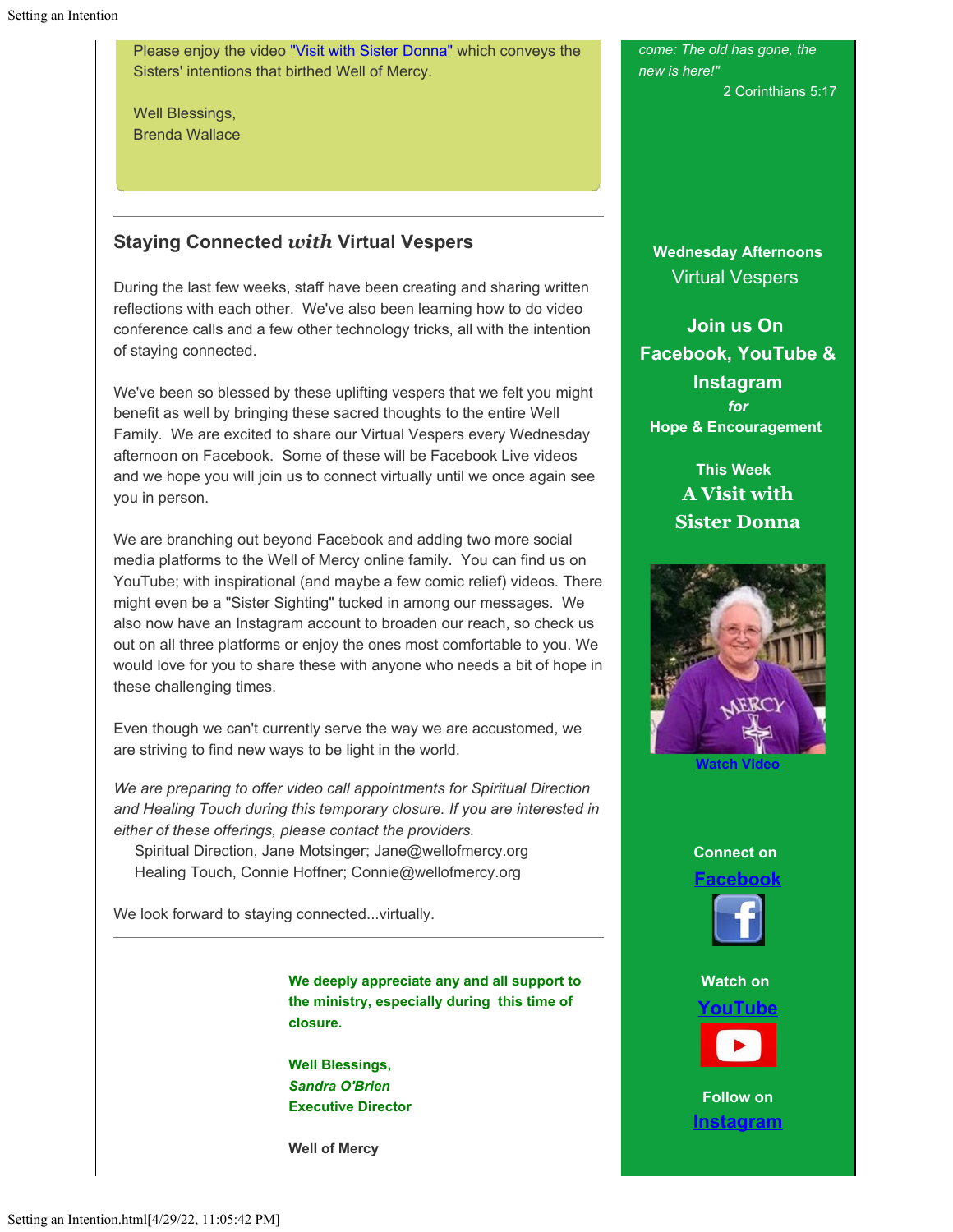Please enjoy the video "Visit with Sister Donna" which conveys the Sisters' intentions that birthed Well of Mercy.

Well Blessings,
Brenda Wallace

---

## Staying Connected *with* Virtual Vespers

During the last few weeks, staff have been creating and sharing written reflections with each other. We've also been learning how to do video conference calls and a few other technology tricks, all with the intention of staying connected.

We've been so blessed by these uplifting vespers that we felt you might benefit as well by bringing these sacred thoughts to the entire Well Family. We are excited to share our Virtual Vespers every Wednesday afternoon on Facebook. Some of these will be Facebook Live videos and we hope you will join us to connect virtually until we once again see you in person.

We are branching out beyond Facebook and adding two more social media platforms to the Well of Mercy online family. You can find us on YouTube; with inspirational (and maybe a few comic relief) videos. There might even be a "Sister Sighting" tucked in among our messages. We also now have an Instagram account to broaden our reach, so check us out on all three platforms or enjoy the ones most comfortable to you. We would love for you to share these with anyone who needs a bit of hope in these challenging times.

Even though we can't currently serve the way we are accustomed, we are striving to find new ways to be light in the world.

*We are preparing to offer video call appointments for Spiritual Direction and Healing Touch during this temporary closure. If you are interested in either of these offerings, please contact the providers.*

Spiritual Direction, Jane Motsinger; Jane@wellofmercy.org
Healing Touch, Connie Hoffner; Connie@wellofmercy.org

We look forward to staying connected...virtually.

---

**We deeply appreciate any and all support to the ministry, especially during this time of closure.**

**Well Blessings,**
***Sandra O'Brien***
**Executive Director**

**Well of Mercy**

*come: The old has gone, the new is here!"*
2 Corinthians 5:17

**Wednesday Afternoons**
Virtual Vespers

**Join us On Facebook, YouTube & Instagram**
***for***
**Hope & Encouragement**

**This Week**
**A Visit with Sister Donna**

Watch Video

**Connect on**
**Facebook**

**Watch on**
**YouTube**

**Follow on**
**Instagram**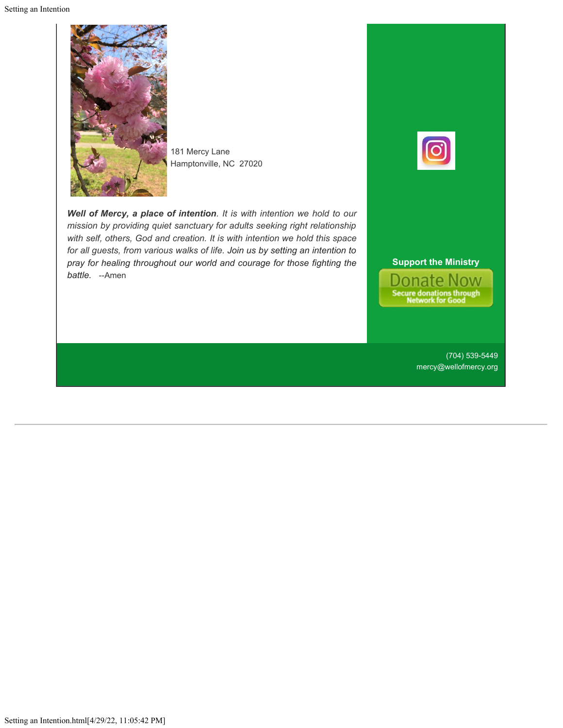181 Mercy Lane
Hamptonville, NC  27020

***Well of Mercy, a place of intention***. *It is with intention we hold to our mission by providing quiet sanctuary for adults seeking right relationship with self, others, God and creation. It is with intention we hold this space for all guests, from various walks of life. Join us by setting an intention to pray for healing throughout our world and courage for those fighting the battle.* --Amen

**Support the Ministry**

Donate Now
Secure donations through Network for Good

(704) 539-5449
mercy@wellofmercy.org